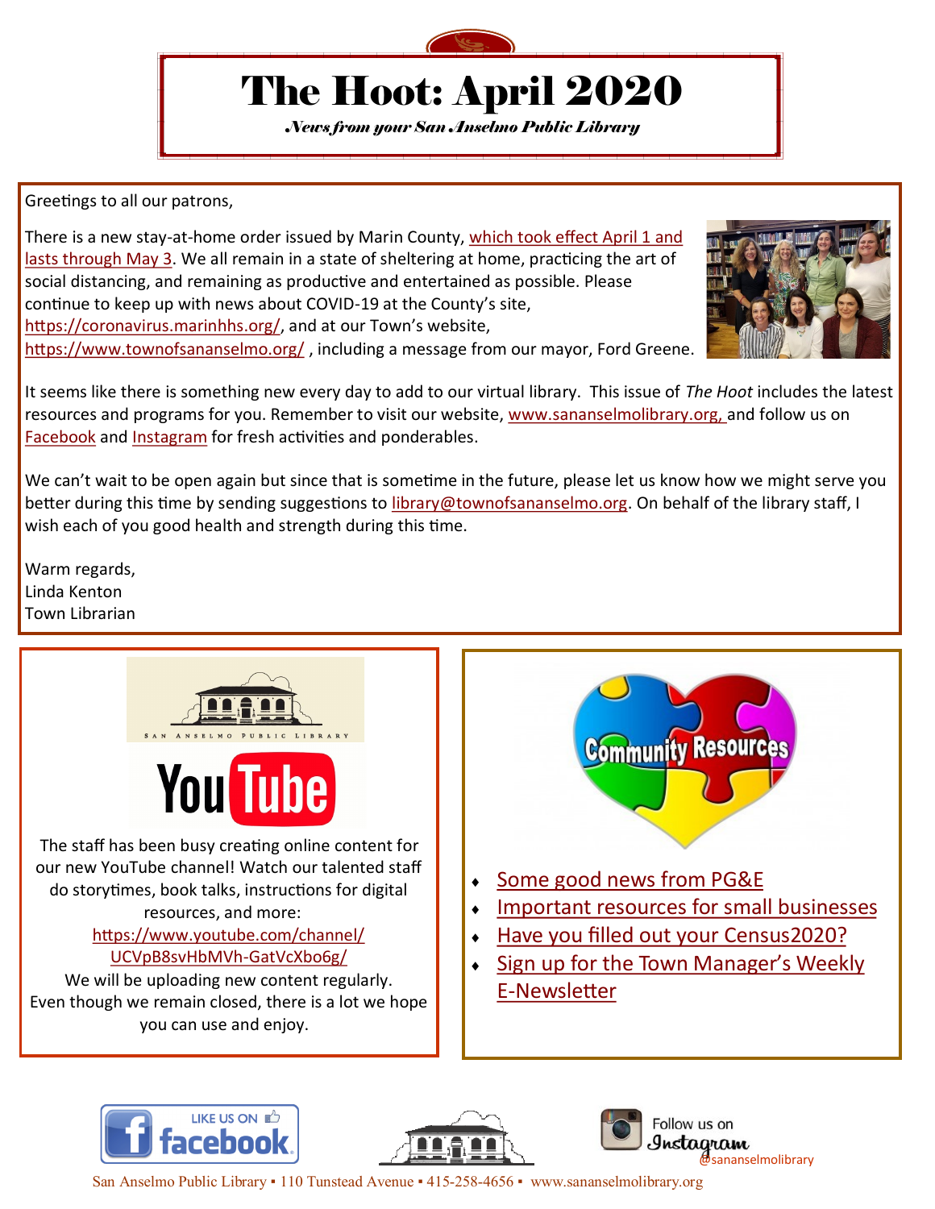# The Hoot: April 2020

*News from your San Anselmo Public Library*

Greetings to all our patrons,

There is a new stay-at-home order issued by Marin County, which took effect April 1 and lasts through May 3. We all remain in a state of sheltering at home, practicing the art of social distancing, and remaining as productive and entertained as possible. Please continue to keep up with news about COVID-19 at the County's site, https://coronavirus.marinhhs.org/, and at our Town's website, https://www.townofsananselmo.org/ , including a message from our mayor, Ford Greene.

It seems like there is something new every day to add to our virtual library. This issue of *The Hoot* includes the latest resources and programs for you. Remember to visit our website, www.sananselmolibrary.org, and follow us on Facebook and Instagram for fresh activities and ponderables.

We can't wait to be open again but since that is sometime in the future, please let us know how we might serve you better during this time by sending suggestions to library@townofsananselmo.org. On behalf of the library staff, I wish each of you good health and strength during this time.

Warm regards,
Linda Kenton
Town Librarian

SAN ANSELMO PUBLIC LIBRARY

YouTube

The staff has been busy creating online content for our new YouTube channel! Watch our talented staff do storytimes, book talks, instructions for digital resources, and more: https://www.youtube.com/channel/UCVpB8svHbMVh-GatVcXbo6g/

We will be uploading new content regularly. Even though we remain closed, there is a lot we hope you can use and enjoy.

## Community Resources

- Some good news from PG&E
- Important resources for small businesses
- Have you filled out your Census2020?
- Sign up for the Town Manager's Weekly E-Newsletter

LIKE US ON facebook

Follow us on Instagram @sananselmolibrary

San Anselmo Public Library ▪ 110 Tunstead Avenue ▪ 415-258-4656 ▪ www.sananselmolibrary.org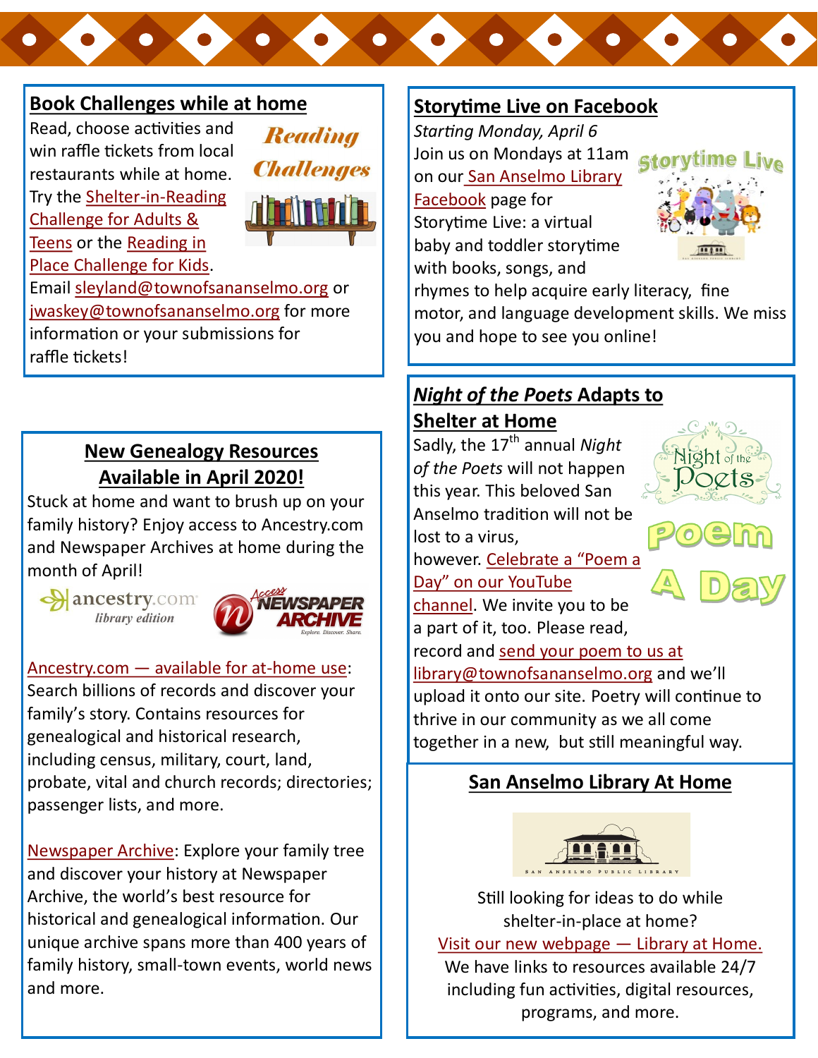## Book Challenges while at home

Read, choose activities and win raffle tickets from local restaurants while at home. Try the Shelter-in-Reading Challenge for Adults & Teens or the Reading in Place Challenge for Kids.

Email sleyland@townofsananselmo.org or jwaskey@townofsananselmo.org for more information or your submissions for raffle tickets!

## New Genealogy Resources Available in April 2020!

Stuck at home and want to brush up on your family history? Enjoy access to Ancestry.com and Newspaper Archives at home during the month of April!

Ancestry.com — available for at-home use: Search billions of records and discover your family's story. Contains resources for genealogical and historical research, including census, military, court, land, probate, vital and church records; directories; passenger lists, and more.

Newspaper Archive: Explore your family tree and discover your history at Newspaper Archive, the world's best resource for historical and genealogical information. Our unique archive spans more than 400 years of family history, small-town events, world news and more.

## Storytime Live on Facebook

*Starting Monday, April 6*

Join us on Mondays at 11am on our San Anselmo Library Facebook page for Storytime Live: a virtual baby and toddler storytime with books, songs, and rhymes to help acquire early literacy, fine motor, and language development skills. We miss you and hope to see you online!

## *Night of the Poets* Adapts to Shelter at Home

Sadly, the 17th annual *Night of the Poets* will not happen this year. This beloved San Anselmo tradition will not be lost to a virus, however. Celebrate a "Poem a Day" on our YouTube channel. We invite you to be a part of it, too. Please read, record and send your poem to us at library@townofsananselmo.org and we'll upload it onto our site. Poetry will continue to thrive in our community as we all come together in a new, but still meaningful way.

## San Anselmo Library At Home

Still looking for ideas to do while shelter-in-place at home?

Visit our new webpage — Library at Home.

We have links to resources available 24/7 including fun activities, digital resources, programs, and more.